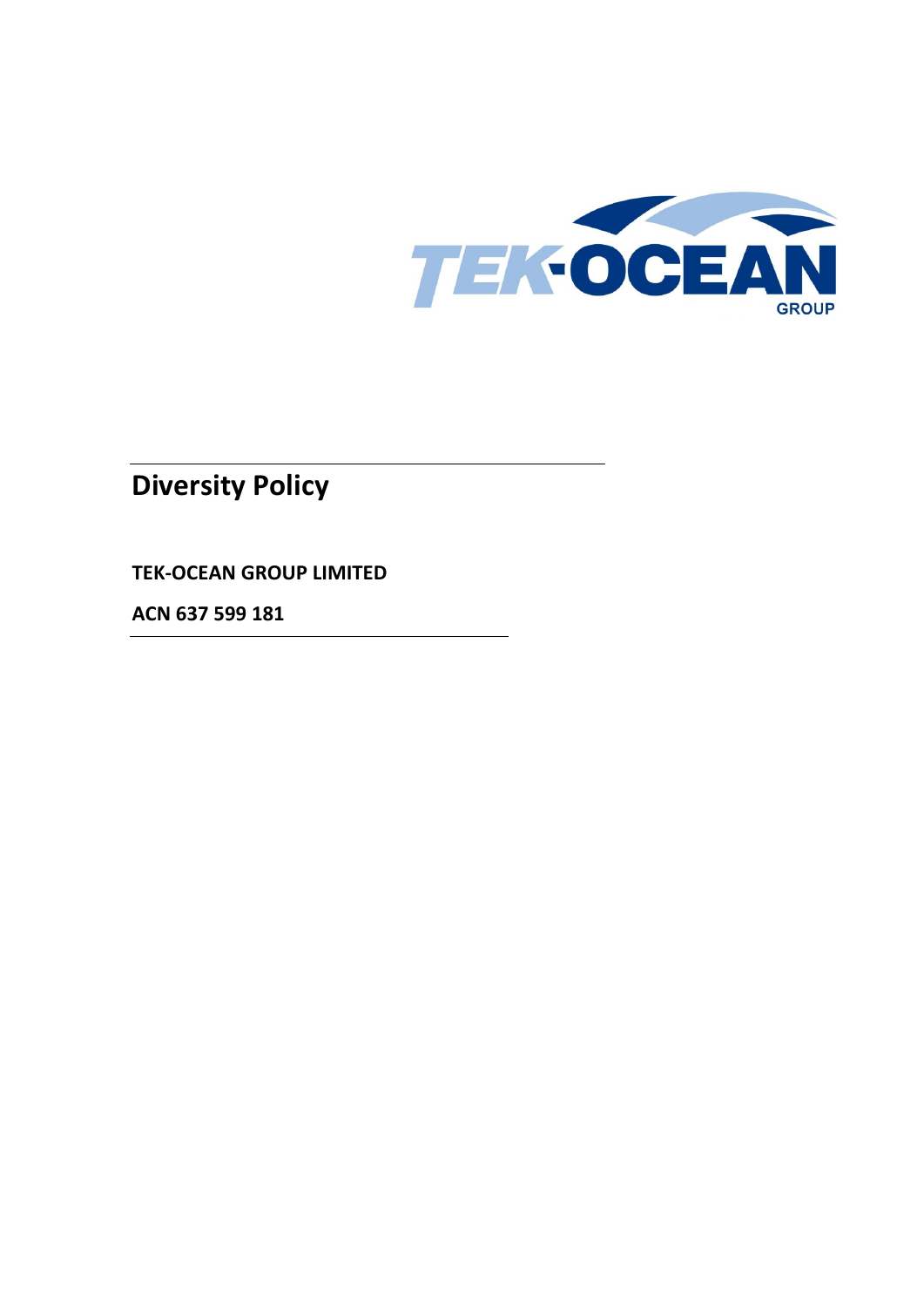# Diversity Policy

**TEK-OCEAN GROUP LIMITED**

**ACN 637 599 181**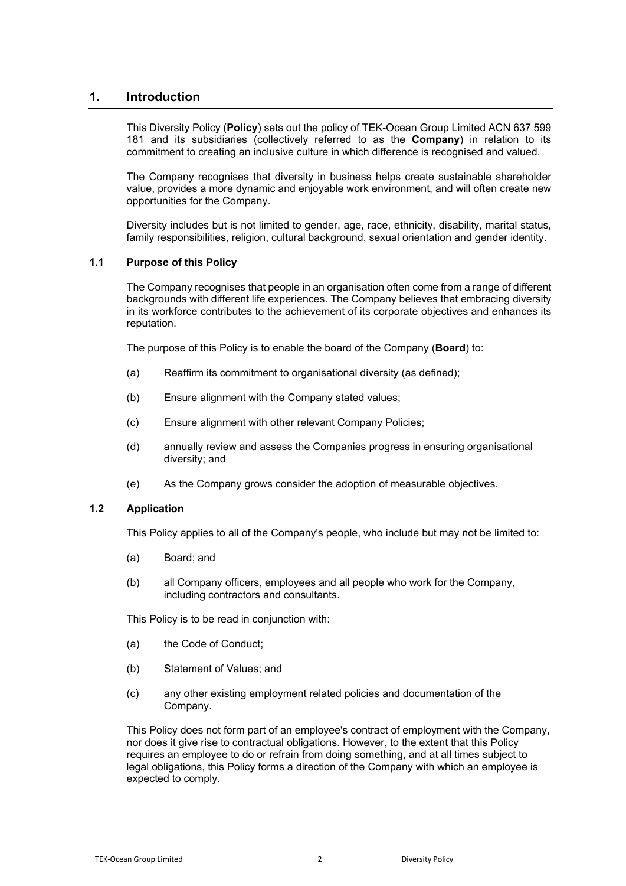# 1. Introduction

This Diversity Policy (**Policy**) sets out the policy of TEK-Ocean Group Limited ACN 637 599 181 and its subsidiaries (collectively referred to as the **Company**) in relation to its commitment to creating an inclusive culture in which difference is recognised and valued.

The Company recognises that diversity in business helps create sustainable shareholder value, provides a more dynamic and enjoyable work environment, and will often create new opportunities for the Company.

Diversity includes but is not limited to gender, age, race, ethnicity, disability, marital status, family responsibilities, religion, cultural background, sexual orientation and gender identity.

## 1.1 Purpose of this Policy

The Company recognises that people in an organisation often come from a range of different backgrounds with different life experiences. The Company believes that embracing diversity in its workforce contributes to the achievement of its corporate objectives and enhances its reputation.

The purpose of this Policy is to enable the board of the Company (**Board**) to:

(a) Reaffirm its commitment to organisational diversity (as defined);

(b) Ensure alignment with the Company stated values;

(c) Ensure alignment with other relevant Company Policies;

(d) annually review and assess the Companies progress in ensuring organisational diversity; and

(e) As the Company grows consider the adoption of measurable objectives.

## 1.2 Application

This Policy applies to all of the Company's people, who include but may not be limited to:

(a) Board; and

(b) all Company officers, employees and all people who work for the Company, including contractors and consultants.

This Policy is to be read in conjunction with:

(a) the Code of Conduct;

(b) Statement of Values; and

(c) any other existing employment related policies and documentation of the Company.

This Policy does not form part of an employee's contract of employment with the Company, nor does it give rise to contractual obligations. However, to the extent that this Policy requires an employee to do or refrain from doing something, and at all times subject to legal obligations, this Policy forms a direction of the Company with which an employee is expected to comply.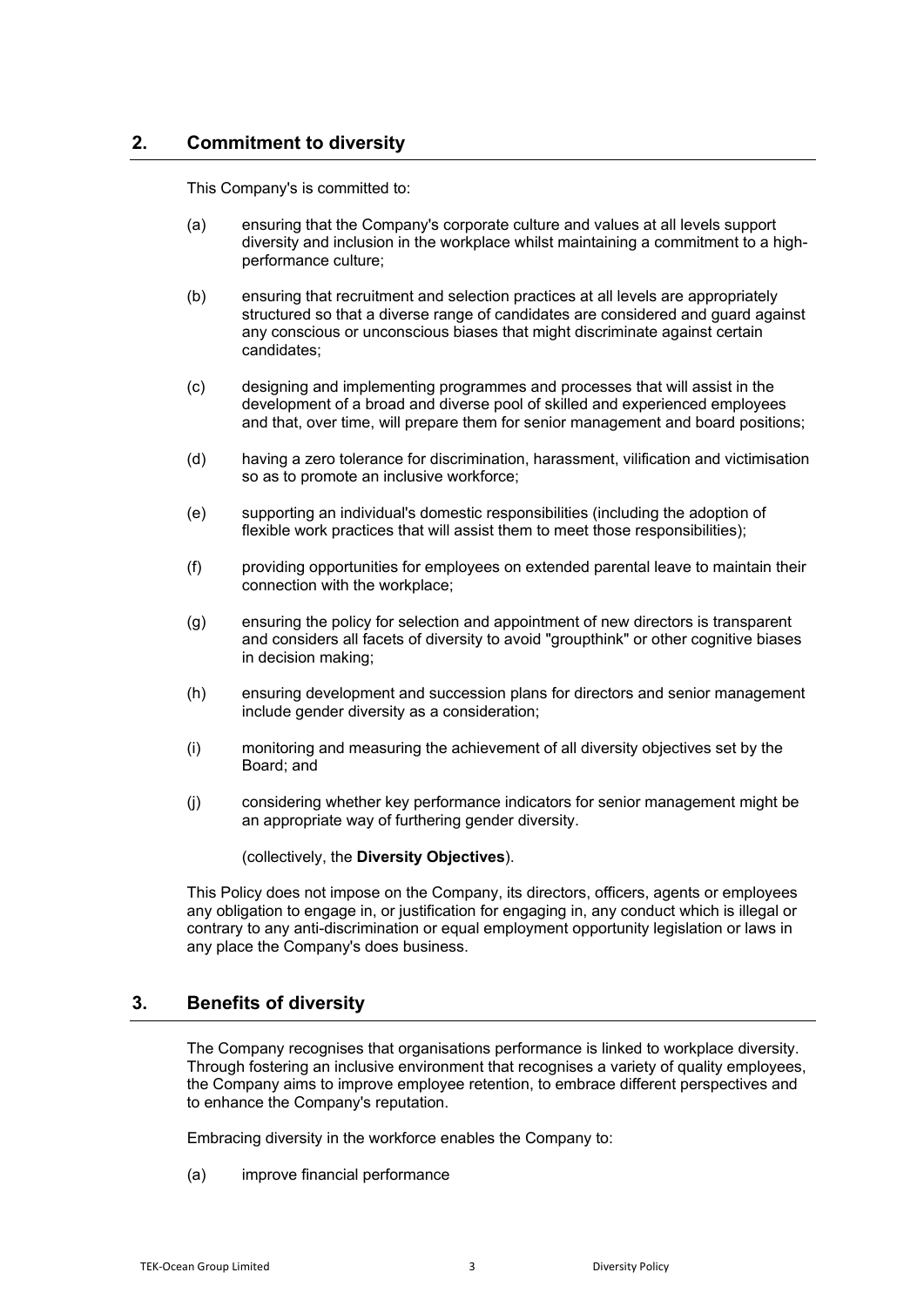## 2. Commitment to diversity

This Company's is committed to:

(a) ensuring that the Company's corporate culture and values at all levels support diversity and inclusion in the workplace whilst maintaining a commitment to a high-performance culture;

(b) ensuring that recruitment and selection practices at all levels are appropriately structured so that a diverse range of candidates are considered and guard against any conscious or unconscious biases that might discriminate against certain candidates;

(c) designing and implementing programmes and processes that will assist in the development of a broad and diverse pool of skilled and experienced employees and that, over time, will prepare them for senior management and board positions;

(d) having a zero tolerance for discrimination, harassment, vilification and victimisation so as to promote an inclusive workforce;

(e) supporting an individual's domestic responsibilities (including the adoption of flexible work practices that will assist them to meet those responsibilities);

(f) providing opportunities for employees on extended parental leave to maintain their connection with the workplace;

(g) ensuring the policy for selection and appointment of new directors is transparent and considers all facets of diversity to avoid "groupthink" or other cognitive biases in decision making;

(h) ensuring development and succession plans for directors and senior management include gender diversity as a consideration;

(i) monitoring and measuring the achievement of all diversity objectives set by the Board; and

(j) considering whether key performance indicators for senior management might be an appropriate way of furthering gender diversity.

(collectively, the **Diversity Objectives**).

This Policy does not impose on the Company, its directors, officers, agents or employees any obligation to engage in, or justification for engaging in, any conduct which is illegal or contrary to any anti-discrimination or equal employment opportunity legislation or laws in any place the Company's does business.

## 3. Benefits of diversity

The Company recognises that organisations performance is linked to workplace diversity. Through fostering an inclusive environment that recognises a variety of quality employees, the Company aims to improve employee retention, to embrace different perspectives and to enhance the Company's reputation.

Embracing diversity in the workforce enables the Company to:

(a) improve financial performance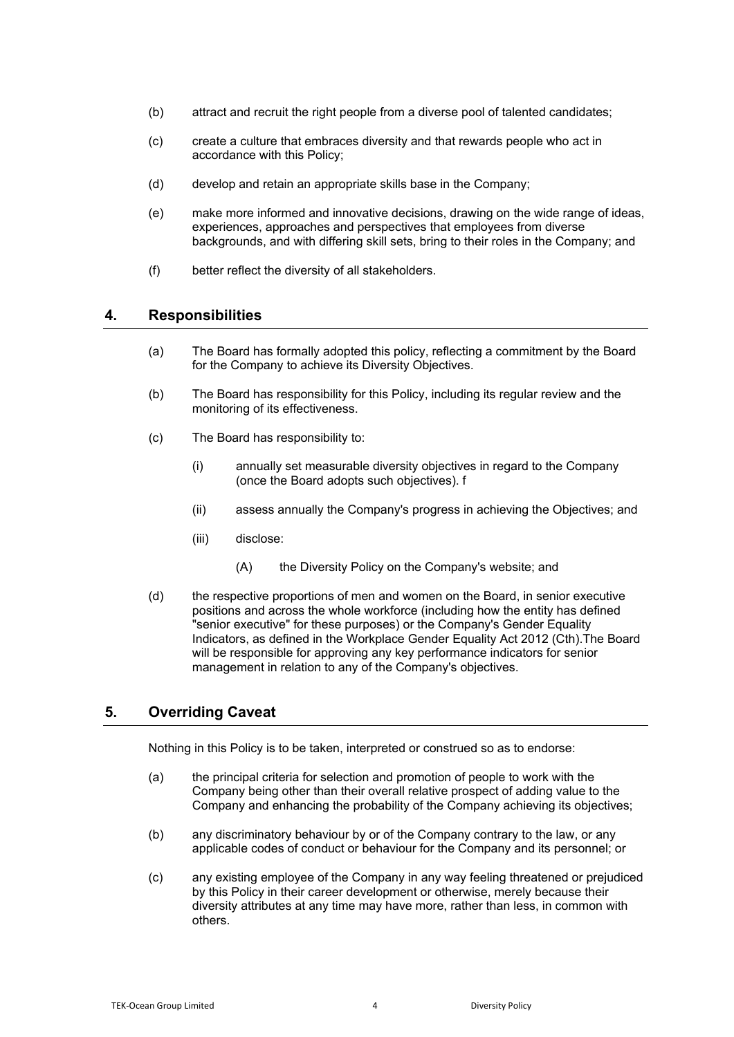(b) attract and recruit the right people from a diverse pool of talented candidates;

(c) create a culture that embraces diversity and that rewards people who act in accordance with this Policy;

(d) develop and retain an appropriate skills base in the Company;

(e) make more informed and innovative decisions, drawing on the wide range of ideas, experiences, approaches and perspectives that employees from diverse backgrounds, and with differing skill sets, bring to their roles in the Company; and

(f) better reflect the diversity of all stakeholders.

## 4. Responsibilities

(a) The Board has formally adopted this policy, reflecting a commitment by the Board for the Company to achieve its Diversity Objectives.

(b) The Board has responsibility for this Policy, including its regular review and the monitoring of its effectiveness.

(c) The Board has responsibility to:

  (i) annually set measurable diversity objectives in regard to the Company (once the Board adopts such objectives). f

  (ii) assess annually the Company's progress in achieving the Objectives; and

  (iii) disclose:

    (A) the Diversity Policy on the Company's website; and

(d) the respective proportions of men and women on the Board, in senior executive positions and across the whole workforce (including how the entity has defined "senior executive" for these purposes) or the Company's Gender Equality Indicators, as defined in the Workplace Gender Equality Act 2012 (Cth).The Board will be responsible for approving any key performance indicators for senior management in relation to any of the Company's objectives.

## 5. Overriding Caveat

Nothing in this Policy is to be taken, interpreted or construed so as to endorse:

(a) the principal criteria for selection and promotion of people to work with the Company being other than their overall relative prospect of adding value to the Company and enhancing the probability of the Company achieving its objectives;

(b) any discriminatory behaviour by or of the Company contrary to the law, or any applicable codes of conduct or behaviour for the Company and its personnel; or

(c) any existing employee of the Company in any way feeling threatened or prejudiced by this Policy in their career development or otherwise, merely because their diversity attributes at any time may have more, rather than less, in common with others.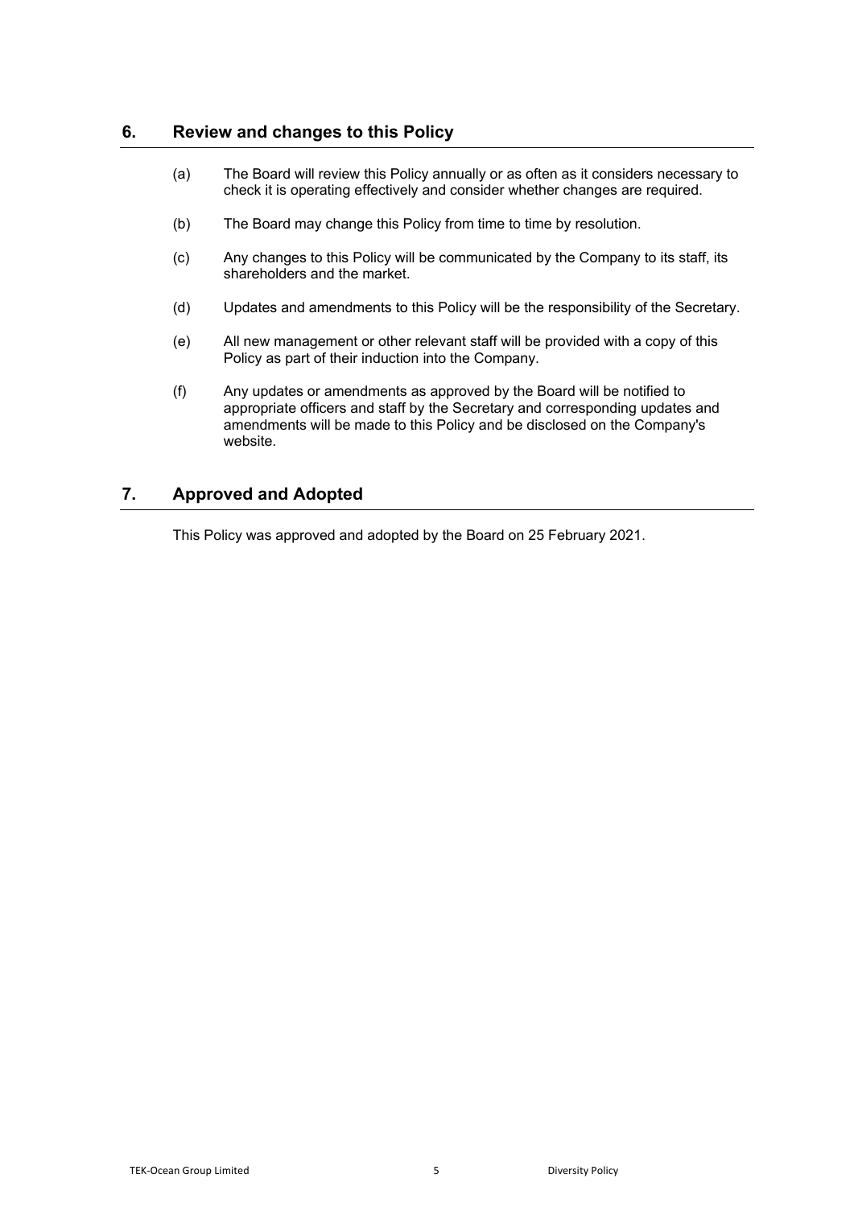## 6. Review and changes to this Policy

(a) The Board will review this Policy annually or as often as it considers necessary to check it is operating effectively and consider whether changes are required.

(b) The Board may change this Policy from time to time by resolution.

(c) Any changes to this Policy will be communicated by the Company to its staff, its shareholders and the market.

(d) Updates and amendments to this Policy will be the responsibility of the Secretary.

(e) All new management or other relevant staff will be provided with a copy of this Policy as part of their induction into the Company.

(f) Any updates or amendments as approved by the Board will be notified to appropriate officers and staff by the Secretary and corresponding updates and amendments will be made to this Policy and be disclosed on the Company's website.

## 7. Approved and Adopted

This Policy was approved and adopted by the Board on 25 February 2021.